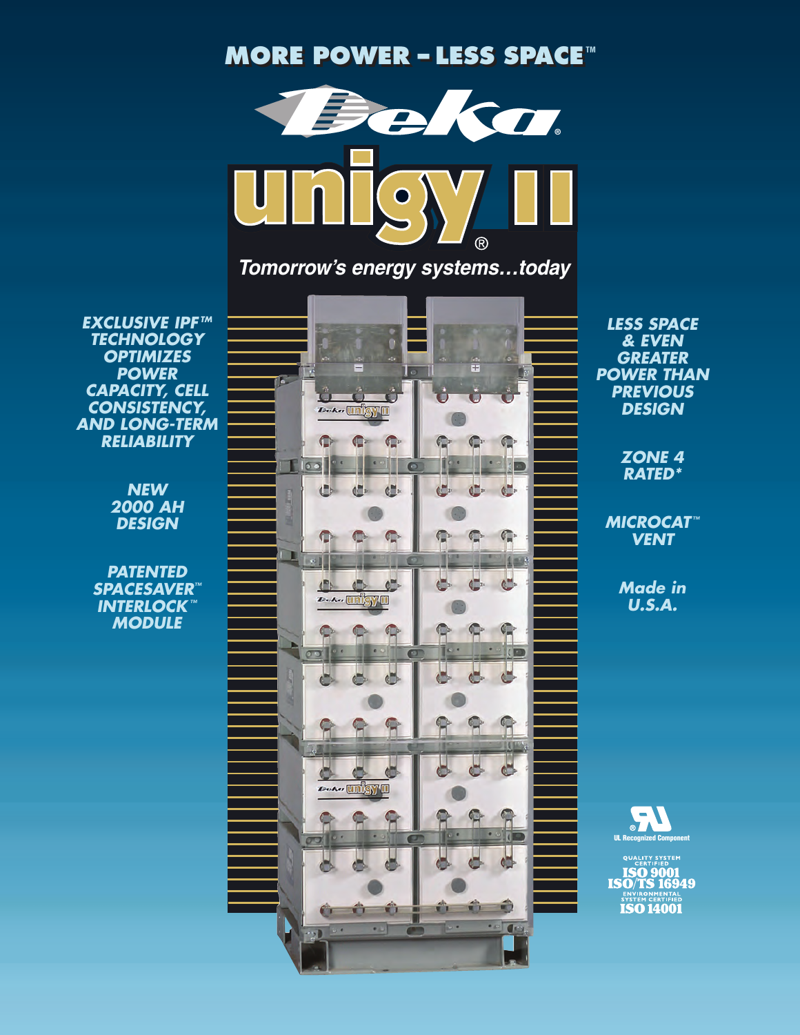# MORE POWER – LESS SPACE™

# Deka® unigy II®

*Tomorrow's energy systems…today*

***EXCLUSIVE IPF™ TECHNOLOGY OPTIMIZES POWER CAPACITY, CELL CONSISTENCY, AND LONG-TERM RELIABILITY***

***NEW 2000 AH DESIGN***

***PATENTED SPACESAVER™ INTERLOCK™ MODULE***

***LESS SPACE & EVEN GREATER POWER THAN PREVIOUS DESIGN***

***ZONE 4 RATED****

***MICROCAT™ VENT***

***Made in U.S.A.***

UL Recognized Component

QUALITY SYSTEM CERTIFIED
ISO 9001
ISO/TS 16949
ENVIRONMENTAL SYSTEM CERTIFIED
ISO 14001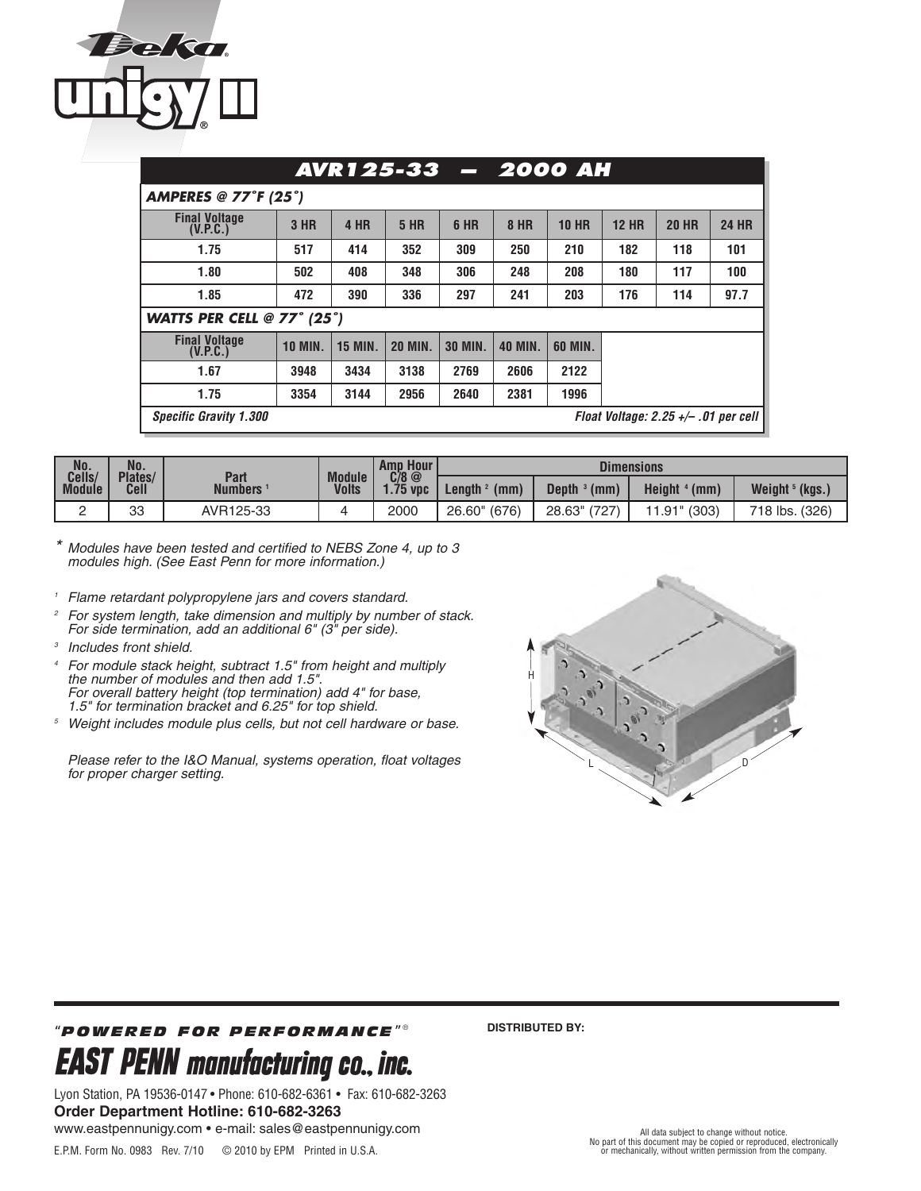# Deka unigy II

## AVR125-33 — 2000 AH

| AMPERES @ 77°F (25°) | | | | | | | | | |
|---|---|---|---|---|---|---|---|---|---|
| Final Voltage (V.P.C.) | 3 HR | 4 HR | 5 HR | 6 HR | 8 HR | 10 HR | 12 HR | 20 HR | 24 HR |
| 1.75 | 517 | 414 | 352 | 309 | 250 | 210 | 182 | 118 | 101 |
| 1.80 | 502 | 408 | 348 | 306 | 248 | 208 | 180 | 117 | 100 |
| 1.85 | 472 | 390 | 336 | 297 | 241 | 203 | 176 | 114 | 97.7 |

| WATTS PER CELL @ 77° (25°) | | | | | | |
|---|---|---|---|---|---|---|
| Final Voltage (V.P.C.) | 10 MIN. | 15 MIN. | 20 MIN. | 30 MIN. | 40 MIN. | 60 MIN. |
| 1.67 | 3948 | 3434 | 3138 | 2769 | 2606 | 2122 |
| 1.75 | 3354 | 3144 | 2956 | 2640 | 2381 | 1996 |

*Specific Gravity 1.300* — *Float Voltage: 2.25 +/– .01 per cell*

| No. Cells/ Module | No. Plates/ Cell | Part Numbers [1] | Module Volts | Amp Hour C/8 @ 1.75 vpc | Dimensions | | | |
|---|---|---|---|---|---|---|---|---|
| | | | | | Length [2] (mm) | Depth [3] (mm) | Height [4] (mm) | Weight [5] (kgs.) |
| 2 | 33 | AVR125-33 | 4 | 2000 | 26.60" (676) | 28.63" (727) | 11.91" (303) | 718 lbs. (326) |

\* *Modules have been tested and certified to NEBS Zone 4, up to 3 modules high. (See East Penn for more information.)*

[1] *Flame retardant polypropylene jars and covers standard.*

[2] *For system length, take dimension and multiply by number of stack. For side termination, add an additional 6" (3" per side).*

[3] *Includes front shield.*

[4] *For module stack height, subtract 1.5" from height and multiply the number of modules and then add 1.5". For overall battery height (top termination) add 4" for base, 1.5" for termination bracket and 6.25" for top shield.*

[5] *Weight includes module plus cells, but not cell hardware or base.*

*Please refer to the I&O Manual, systems operation, float voltages for proper charger setting.*

H

L

D

*"POWERED FOR PERFORMANCE"®*

**EAST PENN manufacturing co., inc.**

Lyon Station, PA 19536-0147 • Phone: 610-682-6361 • Fax: 610-682-3263

**Order Department Hotline: 610-682-3263**

www.eastpennunigy.com • e-mail: sales@eastpennunigy.com

E.P.M. Form No. 0983 Rev. 7/10 © 2010 by EPM Printed in U.S.A.

**DISTRIBUTED BY:**

All data subject to change without notice.
No part of this document may be copied or reproduced, electronically or mechanically, without written permission from the company.